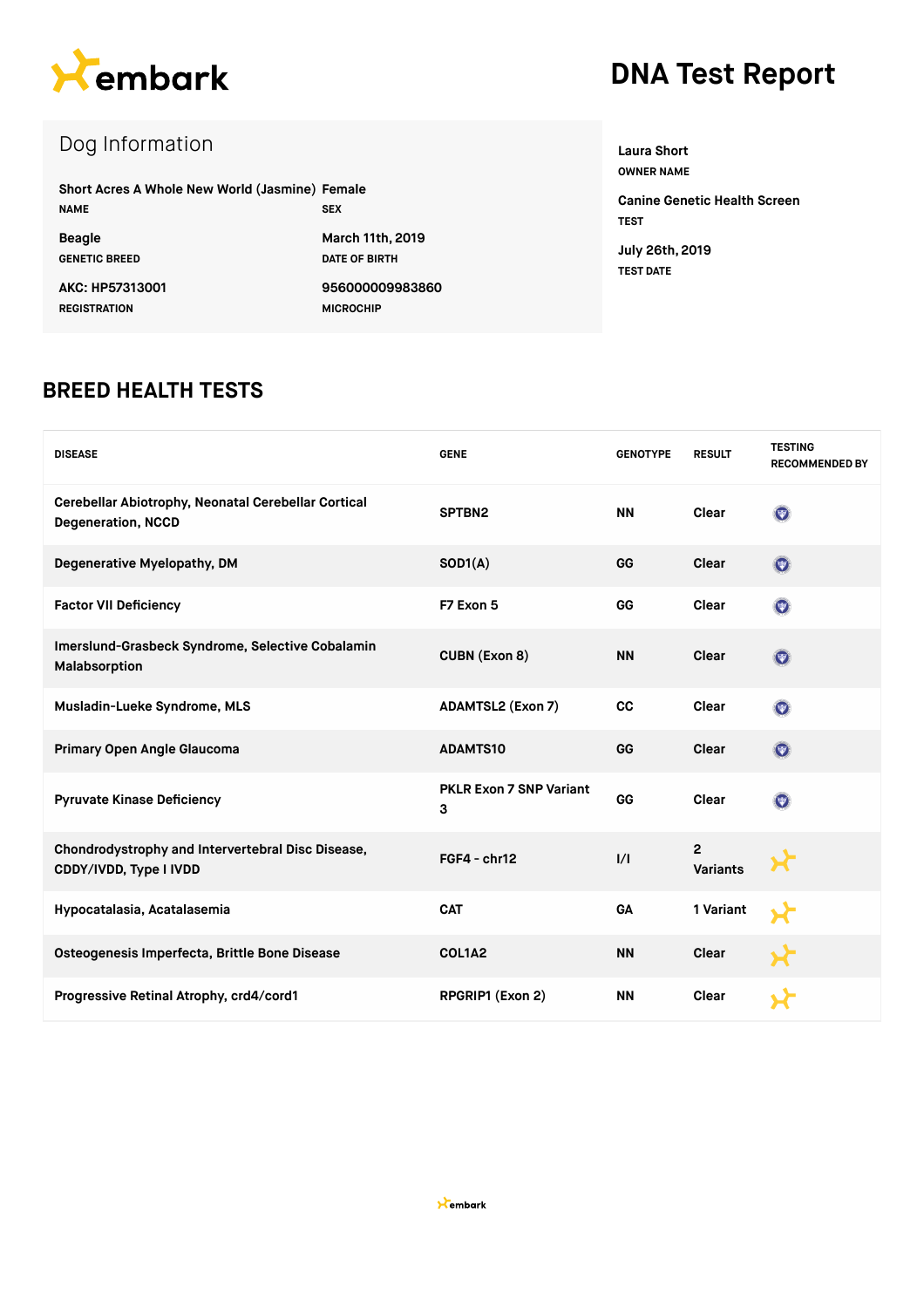embark

# DNA Test Report

## Dog Information

| | |
|---|---|
| **Short Acres A Whole New World (Jasmine)** | **Female** |
| NAME | SEX |
| **Beagle** | **March 11th, 2019** |
| GENETIC BREED | DATE OF BIRTH |
| **AKC: HP57313001** | **956000009983860** |
| REGISTRATION | MICROCHIP |

**Laura Short**
OWNER NAME

**Canine Genetic Health Screen**
TEST

**July 26th, 2019**
TEST DATE

## BREED HEALTH TESTS

| DISEASE | GENE | GENOTYPE | RESULT | TESTING RECOMMENDED BY |
|---|---|---|---|---|
| Cerebellar Abiotrophy, Neonatal Cerebellar Cortical Degeneration, NCCD | SPTBN2 | NN | Clear | |
| Degenerative Myelopathy, DM | SOD1(A) | GG | Clear | |
| Factor VII Deficiency | F7 Exon 5 | GG | Clear | |
| Imerslund-Grasbeck Syndrome, Selective Cobalamin Malabsorption | CUBN (Exon 8) | NN | Clear | |
| Musladin-Lueke Syndrome, MLS | ADAMTSL2 (Exon 7) | CC | Clear | |
| Primary Open Angle Glaucoma | ADAMTS10 | GG | Clear | |
| Pyruvate Kinase Deficiency | PKLR Exon 7 SNP Variant 3 | GG | Clear | |
| Chondrodystrophy and Intervertebral Disc Disease, CDDY/IVDD, Type I IVDD | FGF4 - chr12 | I/I | 2 Variants | |
| Hypocatalasia, Acatalasemia | CAT | GA | 1 Variant | |
| Osteogenesis Imperfecta, Brittle Bone Disease | COL1A2 | NN | Clear | |
| Progressive Retinal Atrophy, crd4/cord1 | RPGRIP1 (Exon 2) | NN | Clear | |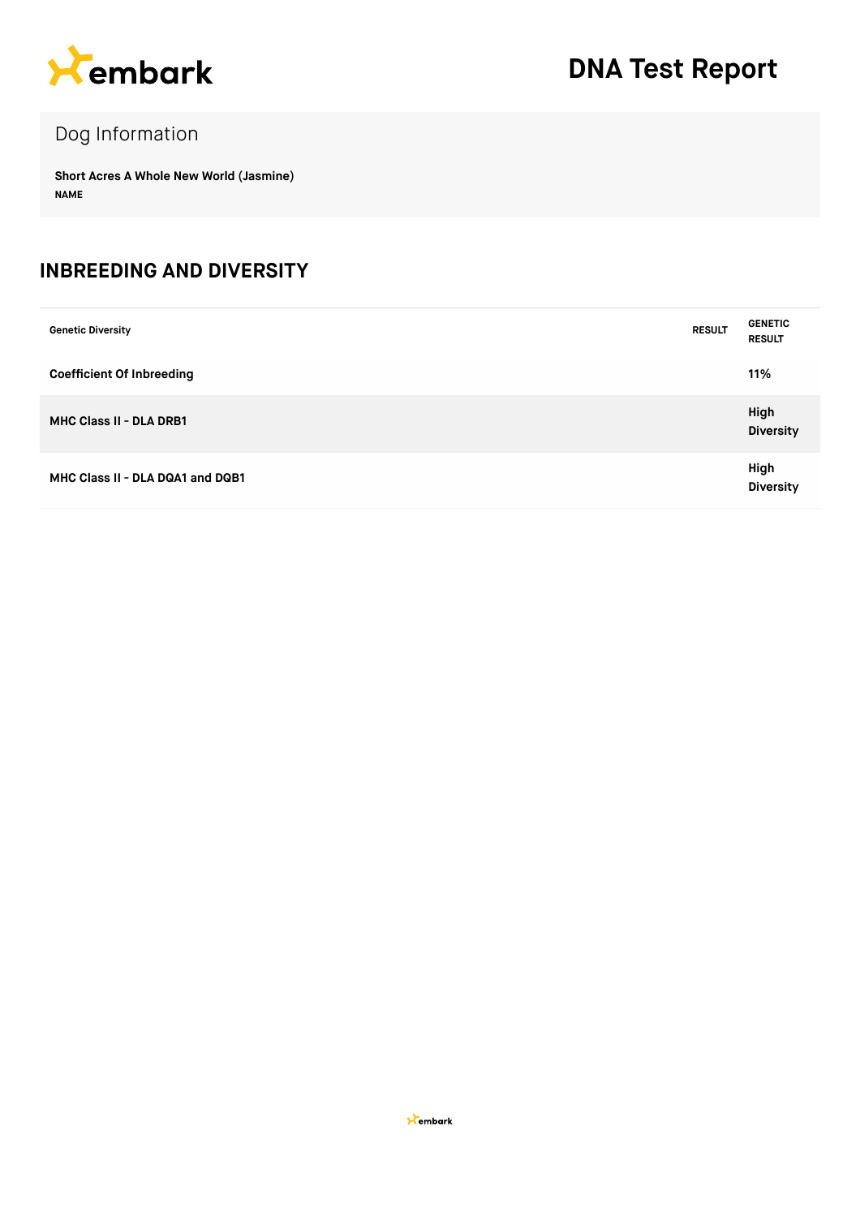# DNA Test Report

## Dog Information

**Short Acres A Whole New World (Jasmine)**
**NAME**

## INBREEDING AND DIVERSITY

| Genetic Diversity | RESULT | GENETIC RESULT |
|---|---|---|
| **Coefficient Of Inbreeding** | | **11%** |
| **MHC Class II - DLA DRB1** | | **High Diversity** |
| **MHC Class II - DLA DQA1 and DQB1** | | **High Diversity** |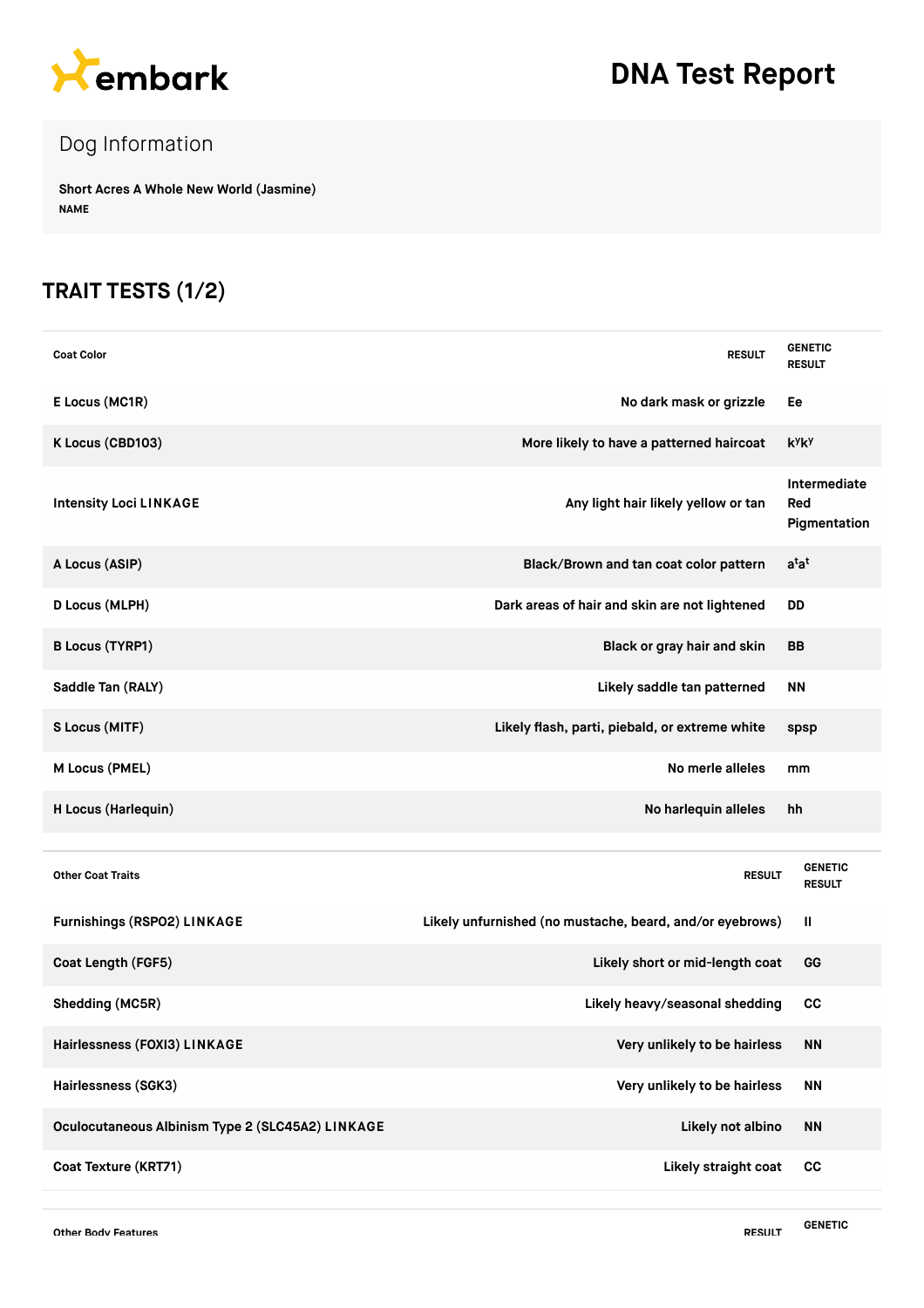embark

# DNA Test Report

## Dog Information

**Short Acres A Whole New World (Jasmine)**
NAME

## TRAIT TESTS (1/2)

| Coat Color | RESULT | GENETIC RESULT |
|---|---|---|
| E Locus (MC1R) | No dark mask or grizzle | Ee |
| K Locus (CBD103) | More likely to have a patterned haircoat | $k^yk^y$ |
| Intensity Loci LINKAGE | Any light hair likely yellow or tan | Intermediate Red Pigmentation |
| A Locus (ASIP) | Black/Brown and tan coat color pattern | $a^ta^t$ |
| D Locus (MLPH) | Dark areas of hair and skin are not lightened | DD |
| B Locus (TYRP1) | Black or gray hair and skin | BB |
| Saddle Tan (RALY) | Likely saddle tan patterned | NN |
| S Locus (MITF) | Likely flash, parti, piebald, or extreme white | spsp |
| M Locus (PMEL) | No merle alleles | mm |
| H Locus (Harlequin) | No harlequin alleles | hh |

| Other Coat Traits | RESULT | GENETIC RESULT |
|---|---|---|
| Furnishings (RSPO2) LINKAGE | Likely unfurnished (no mustache, beard, and/or eyebrows) | II |
| Coat Length (FGF5) | Likely short or mid-length coat | GG |
| Shedding (MC5R) | Likely heavy/seasonal shedding | CC |
| Hairlessness (FOXI3) LINKAGE | Very unlikely to be hairless | NN |
| Hairlessness (SGK3) | Very unlikely to be hairless | NN |
| Oculocutaneous Albinism Type 2 (SLC45A2) LINKAGE | Likely not albino | NN |
| Coat Texture (KRT71) | Likely straight coat | CC |

| Other Body Features | RESULT | GENETIC |
|---|---|---|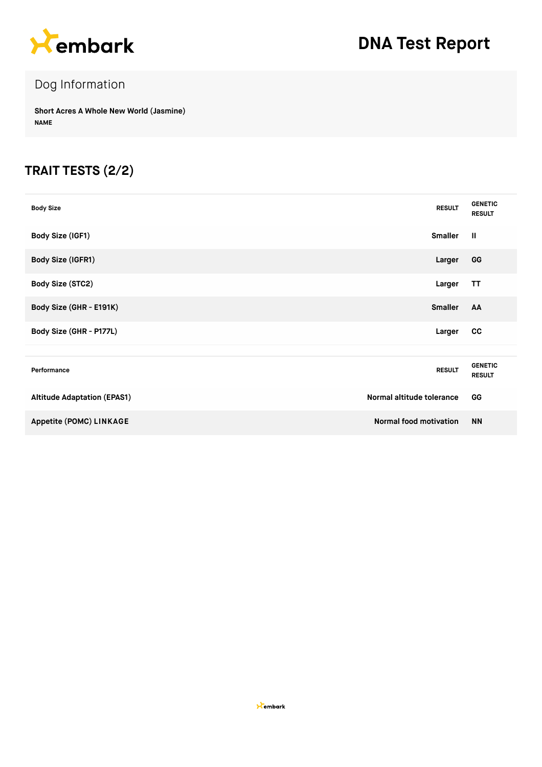# DNA Test Report

## Dog Information

**Short Acres A Whole New World (Jasmine)**
NAME

## TRAIT TESTS (2/2)

| Body Size | RESULT | GENETIC RESULT |
|---|---|---|
| Body Size (IGF1) | Smaller | II |
| Body Size (IGFR1) | Larger | GG |
| Body Size (STC2) | Larger | TT |
| Body Size (GHR - E191K) | Smaller | AA |
| Body Size (GHR - P177L) | Larger | CC |

| Performance | RESULT | GENETIC RESULT |
|---|---|---|
| Altitude Adaptation (EPAS1) | Normal altitude tolerance | GG |
| Appetite (POMC) LINKAGE | Normal food motivation | NN |